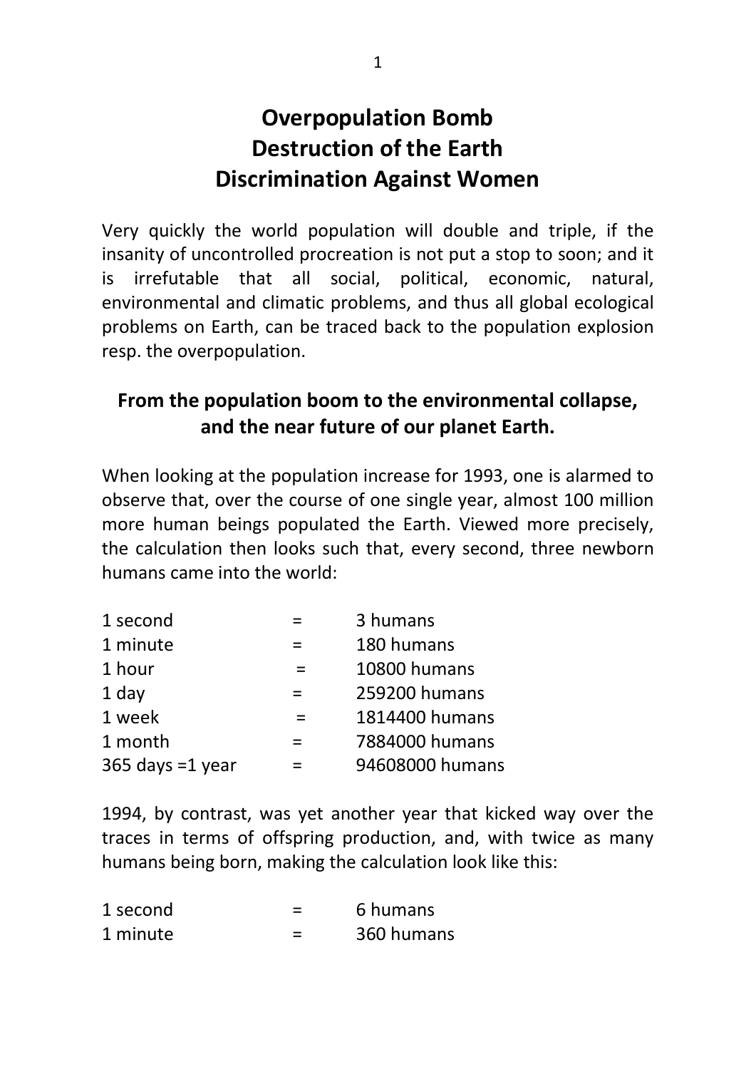# Overpopulation Bomb
# Destruction of the Earth
# Discrimination Against Women

Very quickly the world population will double and triple, if the insanity of uncontrolled procreation is not put a stop to soon; and it is irrefutable that all social, political, economic, natural, environmental and climatic problems, and thus all global ecological problems on Earth, can be traced back to the population explosion resp. the overpopulation.

## From the population boom to the environmental collapse, and the near future of our planet Earth.

When looking at the population increase for 1993, one is alarmed to observe that, over the course of one single year, almost 100 million more human beings populated the Earth. Viewed more precisely, the calculation then looks such that, every second, three newborn humans came into the world:

| | | |
|---|---|---|
| 1 second | = | 3 humans |
| 1 minute | = | 180 humans |
| 1 hour | = | 10800 humans |
| 1 day | = | 259200 humans |
| 1 week | = | 1814400 humans |
| 1 month | = | 7884000 humans |
| 365 days =1 year | = | 94608000 humans |

1994, by contrast, was yet another year that kicked way over the traces in terms of offspring production, and, with twice as many humans being born, making the calculation look like this:

| | | |
|---|---|---|
| 1 second | = | 6 humans |
| 1 minute | = | 360 humans |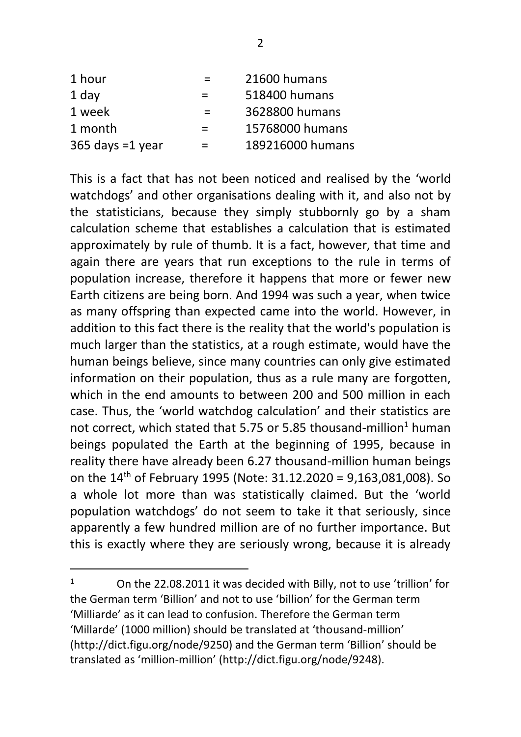| | | |
|---|---|---|
| 1 hour | = | 21600 humans |
| 1 day | = | 518400 humans |
| 1 week | = | 3628800 humans |
| 1 month | = | 15768000 humans |
| 365 days =1 year | = | 189216000 humans |

This is a fact that has not been noticed and realised by the 'world watchdogs' and other organisations dealing with it, and also not by the statisticians, because they simply stubbornly go by a sham calculation scheme that establishes a calculation that is estimated approximately by rule of thumb. It is a fact, however, that time and again there are years that run exceptions to the rule in terms of population increase, therefore it happens that more or fewer new Earth citizens are being born. And 1994 was such a year, when twice as many offspring than expected came into the world. However, in addition to this fact there is the reality that the world's population is much larger than the statistics, at a rough estimate, would have the human beings believe, since many countries can only give estimated information on their population, thus as a rule many are forgotten, which in the end amounts to between 200 and 500 million in each case. Thus, the 'world watchdog calculation' and their statistics are not correct, which stated that 5.75 or 5.85 thousand-million[1] human beings populated the Earth at the beginning of 1995, because in reality there have already been 6.27 thousand-million human beings on the 14th of February 1995 (Note: 31.12.2020 = 9,163,081,008). So a whole lot more than was statistically claimed. But the 'world population watchdogs' do not seem to take it that seriously, since apparently a few hundred million are of no further importance. But this is exactly where they are seriously wrong, because it is already

---

[1] On the 22.08.2011 it was decided with Billy, not to use 'trillion' for the German term 'Billion' and not to use 'billion' for the German term 'Milliarde' as it can lead to confusion. Therefore the German term 'Millarde' (1000 million) should be translated at 'thousand-million' (http://dict.figu.org/node/9250) and the German term 'Billion' should be translated as 'million-million' (http://dict.figu.org/node/9248).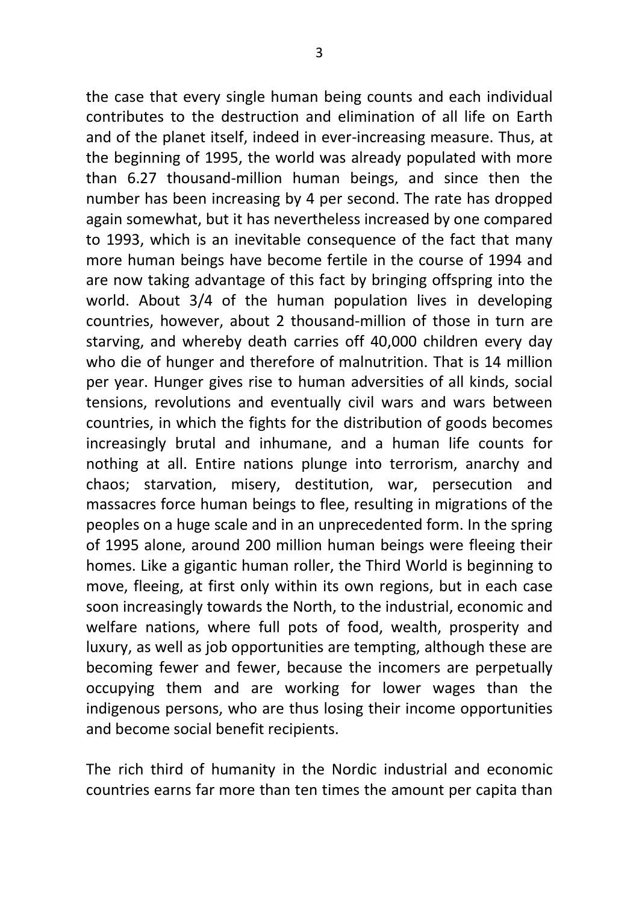the case that every single human being counts and each individual contributes to the destruction and elimination of all life on Earth and of the planet itself, indeed in ever-increasing measure. Thus, at the beginning of 1995, the world was already populated with more than 6.27 thousand-million human beings, and since then the number has been increasing by 4 per second. The rate has dropped again somewhat, but it has nevertheless increased by one compared to 1993, which is an inevitable consequence of the fact that many more human beings have become fertile in the course of 1994 and are now taking advantage of this fact by bringing offspring into the world. About 3/4 of the human population lives in developing countries, however, about 2 thousand-million of those in turn are starving, and whereby death carries off 40,000 children every day who die of hunger and therefore of malnutrition. That is 14 million per year. Hunger gives rise to human adversities of all kinds, social tensions, revolutions and eventually civil wars and wars between countries, in which the fights for the distribution of goods becomes increasingly brutal and inhumane, and a human life counts for nothing at all. Entire nations plunge into terrorism, anarchy and chaos; starvation, misery, destitution, war, persecution and massacres force human beings to flee, resulting in migrations of the peoples on a huge scale and in an unprecedented form. In the spring of 1995 alone, around 200 million human beings were fleeing their homes. Like a gigantic human roller, the Third World is beginning to move, fleeing, at first only within its own regions, but in each case soon increasingly towards the North, to the industrial, economic and welfare nations, where full pots of food, wealth, prosperity and luxury, as well as job opportunities are tempting, although these are becoming fewer and fewer, because the incomers are perpetually occupying them and are working for lower wages than the indigenous persons, who are thus losing their income opportunities and become social benefit recipients.

The rich third of humanity in the Nordic industrial and economic countries earns far more than ten times the amount per capita than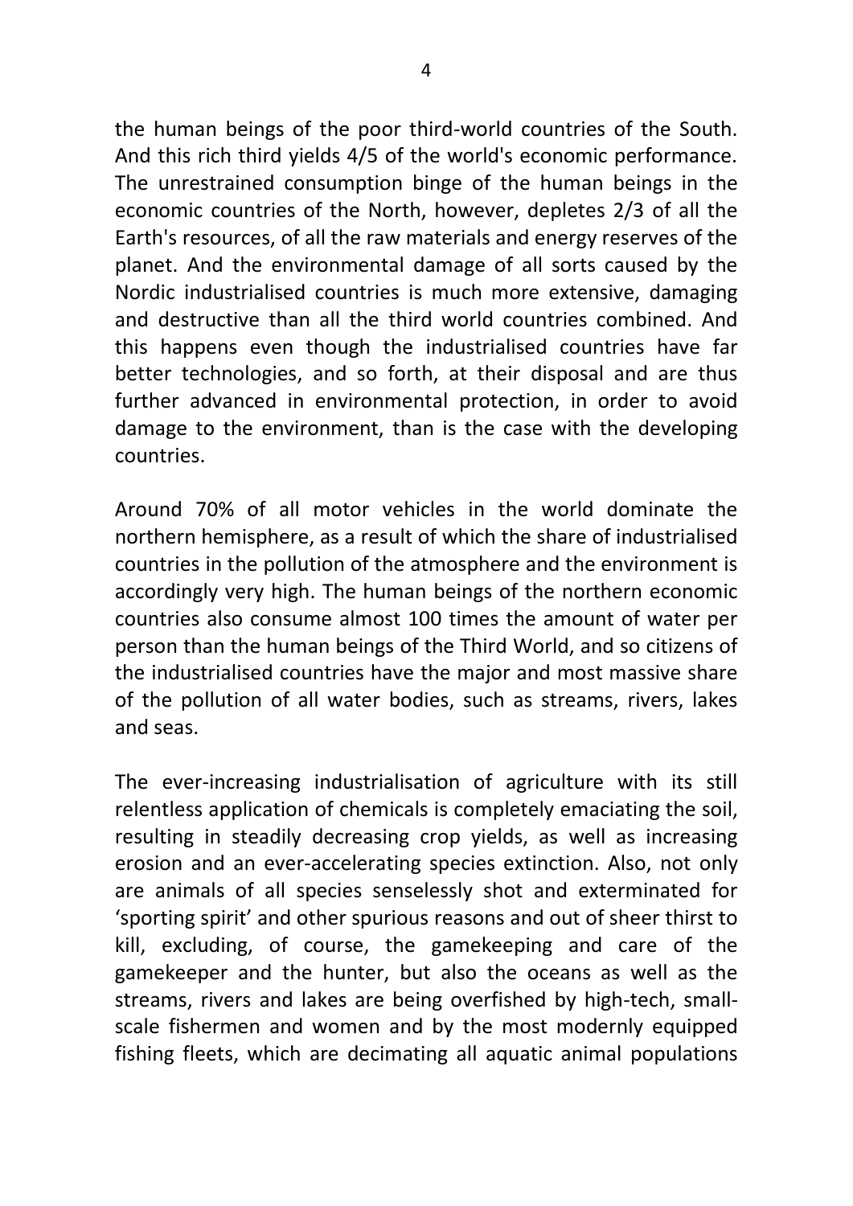the human beings of the poor third-world countries of the South. And this rich third yields 4/5 of the world's economic performance. The unrestrained consumption binge of the human beings in the economic countries of the North, however, depletes 2/3 of all the Earth's resources, of all the raw materials and energy reserves of the planet. And the environmental damage of all sorts caused by the Nordic industrialised countries is much more extensive, damaging and destructive than all the third world countries combined. And this happens even though the industrialised countries have far better technologies, and so forth, at their disposal and are thus further advanced in environmental protection, in order to avoid damage to the environment, than is the case with the developing countries.

Around 70% of all motor vehicles in the world dominate the northern hemisphere, as a result of which the share of industrialised countries in the pollution of the atmosphere and the environment is accordingly very high. The human beings of the northern economic countries also consume almost 100 times the amount of water per person than the human beings of the Third World, and so citizens of the industrialised countries have the major and most massive share of the pollution of all water bodies, such as streams, rivers, lakes and seas.

The ever-increasing industrialisation of agriculture with its still relentless application of chemicals is completely emaciating the soil, resulting in steadily decreasing crop yields, as well as increasing erosion and an ever-accelerating species extinction. Also, not only are animals of all species senselessly shot and exterminated for 'sporting spirit' and other spurious reasons and out of sheer thirst to kill, excluding, of course, the gamekeeping and care of the gamekeeper and the hunter, but also the oceans as well as the streams, rivers and lakes are being overfished by high-tech, small-scale fishermen and women and by the most modernly equipped fishing fleets, which are decimating all aquatic animal populations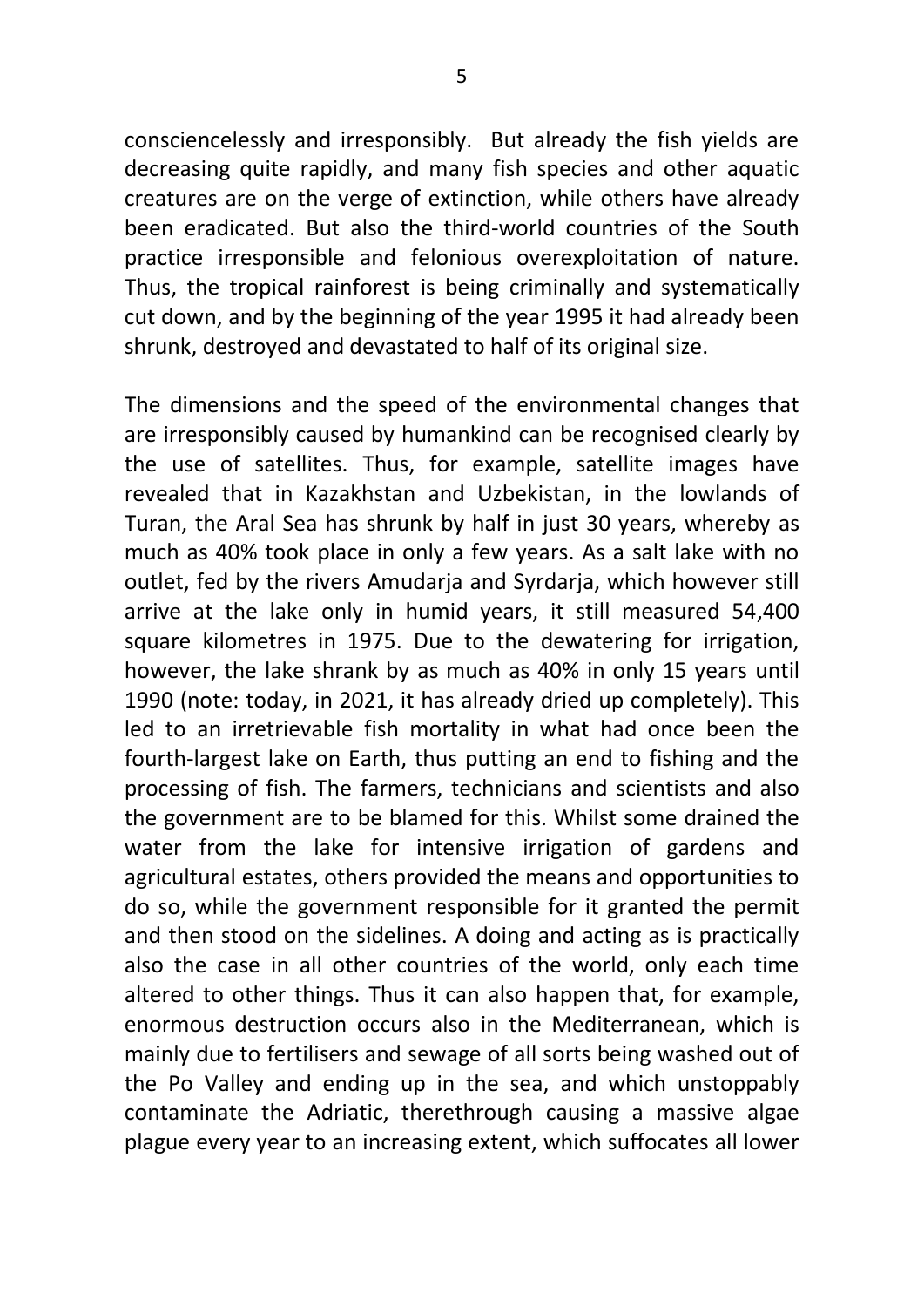consciencelessly and irresponsibly. But already the fish yields are decreasing quite rapidly, and many fish species and other aquatic creatures are on the verge of extinction, while others have already been eradicated. But also the third-world countries of the South practice irresponsible and felonious overexploitation of nature. Thus, the tropical rainforest is being criminally and systematically cut down, and by the beginning of the year 1995 it had already been shrunk, destroyed and devastated to half of its original size.

The dimensions and the speed of the environmental changes that are irresponsibly caused by humankind can be recognised clearly by the use of satellites. Thus, for example, satellite images have revealed that in Kazakhstan and Uzbekistan, in the lowlands of Turan, the Aral Sea has shrunk by half in just 30 years, whereby as much as 40% took place in only a few years. As a salt lake with no outlet, fed by the rivers Amudarja and Syrdarja, which however still arrive at the lake only in humid years, it still measured 54,400 square kilometres in 1975. Due to the dewatering for irrigation, however, the lake shrank by as much as 40% in only 15 years until 1990 (note: today, in 2021, it has already dried up completely). This led to an irretrievable fish mortality in what had once been the fourth-largest lake on Earth, thus putting an end to fishing and the processing of fish. The farmers, technicians and scientists and also the government are to be blamed for this. Whilst some drained the water from the lake for intensive irrigation of gardens and agricultural estates, others provided the means and opportunities to do so, while the government responsible for it granted the permit and then stood on the sidelines. A doing and acting as is practically also the case in all other countries of the world, only each time altered to other things. Thus it can also happen that, for example, enormous destruction occurs also in the Mediterranean, which is mainly due to fertilisers and sewage of all sorts being washed out of the Po Valley and ending up in the sea, and which unstoppably contaminate the Adriatic, therethrough causing a massive algae plague every year to an increasing extent, which suffocates all lower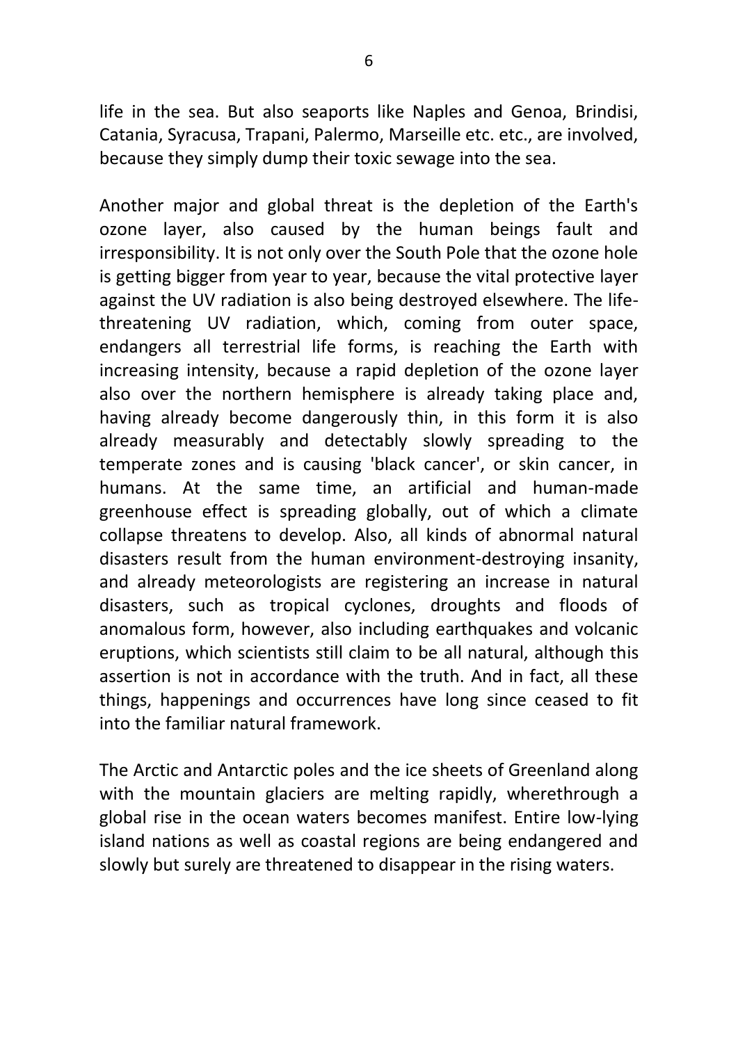life in the sea. But also seaports like Naples and Genoa, Brindisi, Catania, Syracusa, Trapani, Palermo, Marseille etc. etc., are involved, because they simply dump their toxic sewage into the sea.

Another major and global threat is the depletion of the Earth's ozone layer, also caused by the human beings fault and irresponsibility. It is not only over the South Pole that the ozone hole is getting bigger from year to year, because the vital protective layer against the UV radiation is also being destroyed elsewhere. The life-threatening UV radiation, which, coming from outer space, endangers all terrestrial life forms, is reaching the Earth with increasing intensity, because a rapid depletion of the ozone layer also over the northern hemisphere is already taking place and, having already become dangerously thin, in this form it is also already measurably and detectably slowly spreading to the temperate zones and is causing 'black cancer', or skin cancer, in humans. At the same time, an artificial and human-made greenhouse effect is spreading globally, out of which a climate collapse threatens to develop. Also, all kinds of abnormal natural disasters result from the human environment-destroying insanity, and already meteorologists are registering an increase in natural disasters, such as tropical cyclones, droughts and floods of anomalous form, however, also including earthquakes and volcanic eruptions, which scientists still claim to be all natural, although this assertion is not in accordance with the truth. And in fact, all these things, happenings and occurrences have long since ceased to fit into the familiar natural framework.

The Arctic and Antarctic poles and the ice sheets of Greenland along with the mountain glaciers are melting rapidly, wherethrough a global rise in the ocean waters becomes manifest. Entire low-lying island nations as well as coastal regions are being endangered and slowly but surely are threatened to disappear in the rising waters.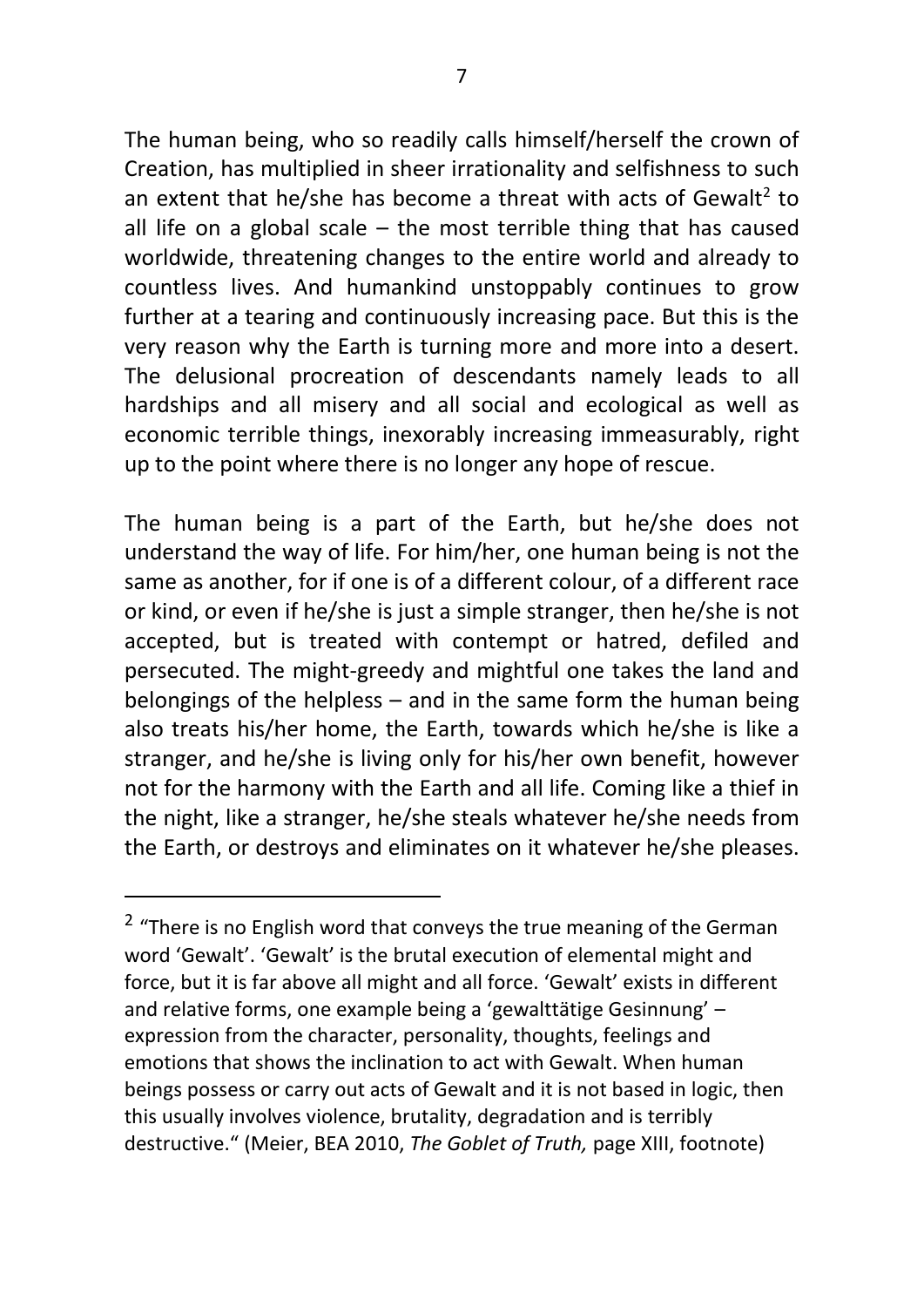The human being, who so readily calls himself/herself the crown of Creation, has multiplied in sheer irrationality and selfishness to such an extent that he/she has become a threat with acts of Gewalt[2] to all life on a global scale – the most terrible thing that has caused worldwide, threatening changes to the entire world and already to countless lives. And humankind unstoppably continues to grow further at a tearing and continuously increasing pace. But this is the very reason why the Earth is turning more and more into a desert. The delusional procreation of descendants namely leads to all hardships and all misery and all social and ecological as well as economic terrible things, inexorably increasing immeasurably, right up to the point where there is no longer any hope of rescue.

The human being is a part of the Earth, but he/she does not understand the way of life. For him/her, one human being is not the same as another, for if one is of a different colour, of a different race or kind, or even if he/she is just a simple stranger, then he/she is not accepted, but is treated with contempt or hatred, defiled and persecuted. The might-greedy and mightful one takes the land and belongings of the helpless – and in the same form the human being also treats his/her home, the Earth, towards which he/she is like a stranger, and he/she is living only for his/her own benefit, however not for the harmony with the Earth and all life. Coming like a thief in the night, like a stranger, he/she steals whatever he/she needs from the Earth, or destroys and eliminates on it whatever he/she pleases.

---

[2] "There is no English word that conveys the true meaning of the German word 'Gewalt'. 'Gewalt' is the brutal execution of elemental might and force, but it is far above all might and all force. 'Gewalt' exists in different and relative forms, one example being a 'gewalttätige Gesinnung' – expression from the character, personality, thoughts, feelings and emotions that shows the inclination to act with Gewalt. When human beings possess or carry out acts of Gewalt and it is not based in logic, then this usually involves violence, brutality, degradation and is terribly destructive." (Meier, BEA 2010, *The Goblet of Truth,* page XIII, footnote)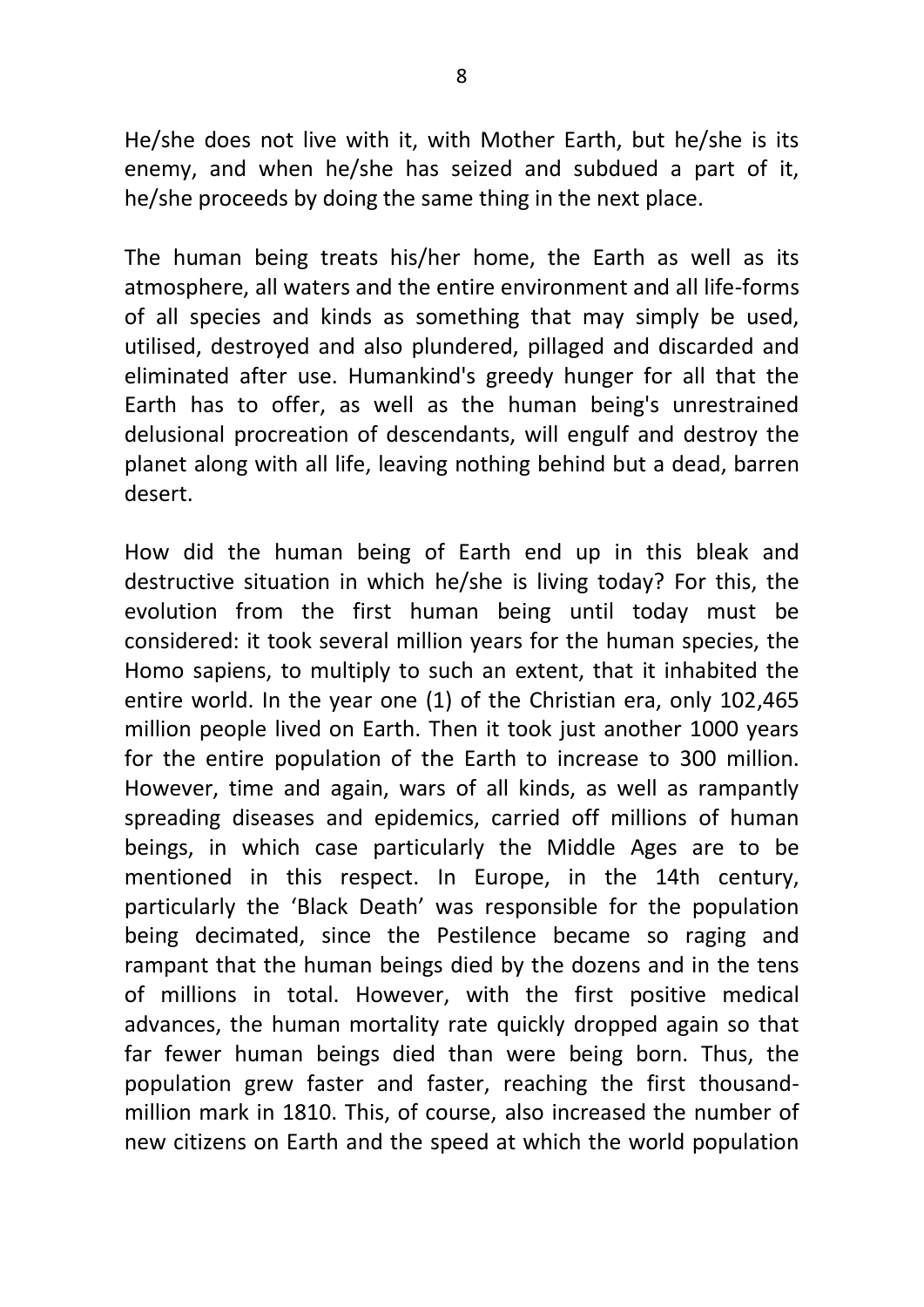He/she does not live with it, with Mother Earth, but he/she is its enemy, and when he/she has seized and subdued a part of it, he/she proceeds by doing the same thing in the next place.

The human being treats his/her home, the Earth as well as its atmosphere, all waters and the entire environment and all life-forms of all species and kinds as something that may simply be used, utilised, destroyed and also plundered, pillaged and discarded and eliminated after use. Humankind's greedy hunger for all that the Earth has to offer, as well as the human being's unrestrained delusional procreation of descendants, will engulf and destroy the planet along with all life, leaving nothing behind but a dead, barren desert.

How did the human being of Earth end up in this bleak and destructive situation in which he/she is living today? For this, the evolution from the first human being until today must be considered: it took several million years for the human species, the Homo sapiens, to multiply to such an extent, that it inhabited the entire world. In the year one (1) of the Christian era, only 102,465 million people lived on Earth. Then it took just another 1000 years for the entire population of the Earth to increase to 300 million. However, time and again, wars of all kinds, as well as rampantly spreading diseases and epidemics, carried off millions of human beings, in which case particularly the Middle Ages are to be mentioned in this respect. In Europe, in the 14th century, particularly the 'Black Death' was responsible for the population being decimated, since the Pestilence became so raging and rampant that the human beings died by the dozens and in the tens of millions in total. However, with the first positive medical advances, the human mortality rate quickly dropped again so that far fewer human beings died than were being born. Thus, the population grew faster and faster, reaching the first thousand-million mark in 1810. This, of course, also increased the number of new citizens on Earth and the speed at which the world population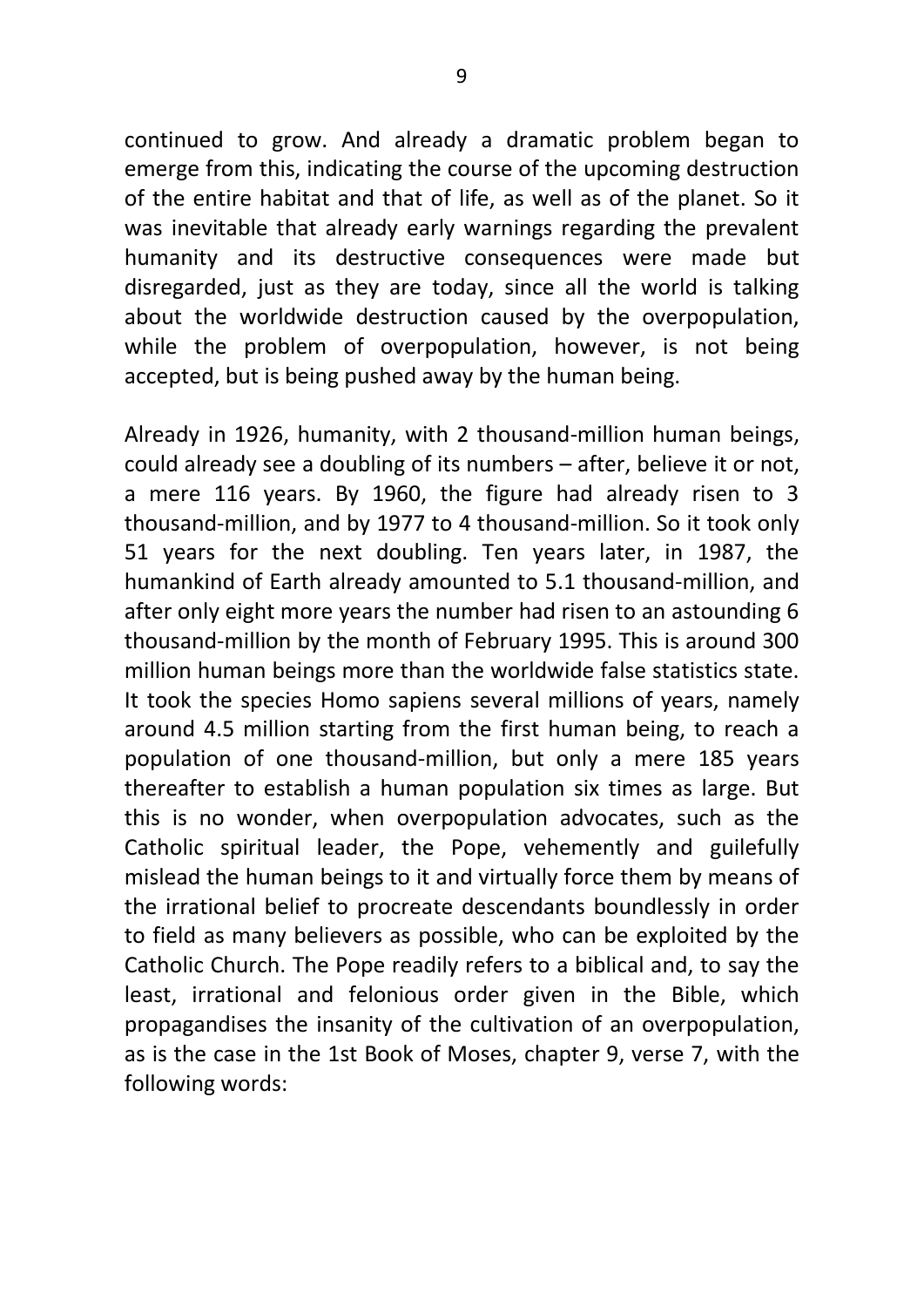continued to grow. And already a dramatic problem began to emerge from this, indicating the course of the upcoming destruction of the entire habitat and that of life, as well as of the planet. So it was inevitable that already early warnings regarding the prevalent humanity and its destructive consequences were made but disregarded, just as they are today, since all the world is talking about the worldwide destruction caused by the overpopulation, while the problem of overpopulation, however, is not being accepted, but is being pushed away by the human being.

Already in 1926, humanity, with 2 thousand-million human beings, could already see a doubling of its numbers – after, believe it or not, a mere 116 years. By 1960, the figure had already risen to 3 thousand-million, and by 1977 to 4 thousand-million. So it took only 51 years for the next doubling. Ten years later, in 1987, the humankind of Earth already amounted to 5.1 thousand-million, and after only eight more years the number had risen to an astounding 6 thousand-million by the month of February 1995. This is around 300 million human beings more than the worldwide false statistics state. It took the species Homo sapiens several millions of years, namely around 4.5 million starting from the first human being, to reach a population of one thousand-million, but only a mere 185 years thereafter to establish a human population six times as large. But this is no wonder, when overpopulation advocates, such as the Catholic spiritual leader, the Pope, vehemently and guilefully mislead the human beings to it and virtually force them by means of the irrational belief to procreate descendants boundlessly in order to field as many believers as possible, who can be exploited by the Catholic Church. The Pope readily refers to a biblical and, to say the least, irrational and felonious order given in the Bible, which propagandises the insanity of the cultivation of an overpopulation, as is the case in the 1st Book of Moses, chapter 9, verse 7, with the following words: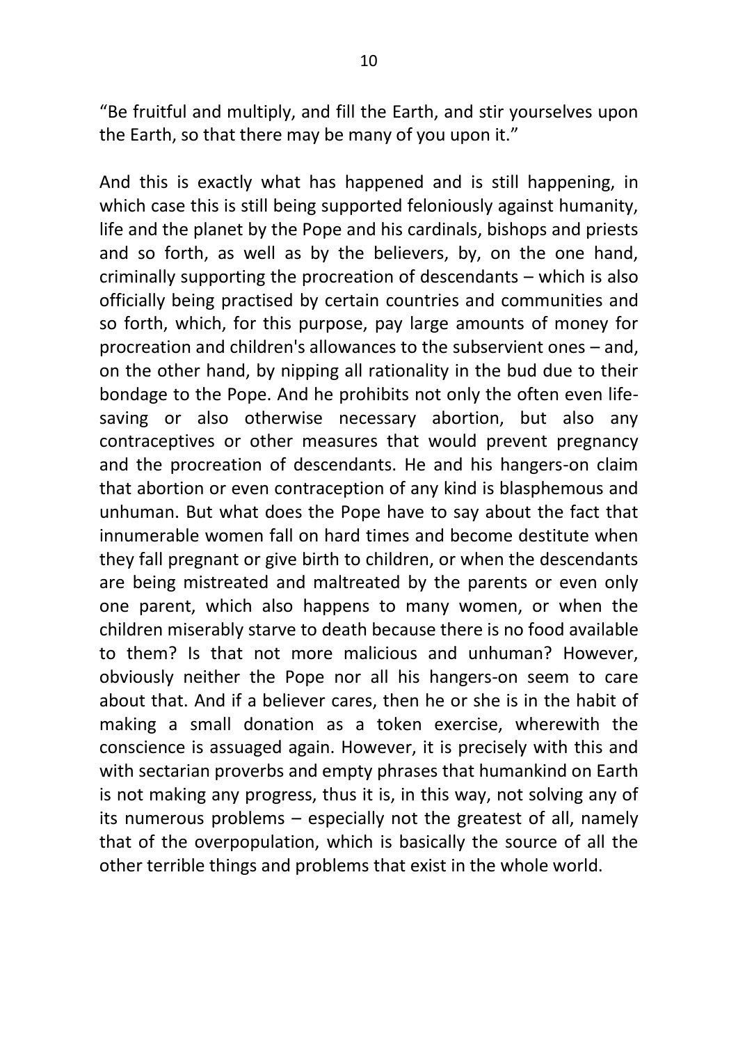"Be fruitful and multiply, and fill the Earth, and stir yourselves upon the Earth, so that there may be many of you upon it."

And this is exactly what has happened and is still happening, in which case this is still being supported feloniously against humanity, life and the planet by the Pope and his cardinals, bishops and priests and so forth, as well as by the believers, by, on the one hand, criminally supporting the procreation of descendants – which is also officially being practised by certain countries and communities and so forth, which, for this purpose, pay large amounts of money for procreation and children's allowances to the subservient ones – and, on the other hand, by nipping all rationality in the bud due to their bondage to the Pope. And he prohibits not only the often even life-saving or also otherwise necessary abortion, but also any contraceptives or other measures that would prevent pregnancy and the procreation of descendants. He and his hangers-on claim that abortion or even contraception of any kind is blasphemous and unhuman. But what does the Pope have to say about the fact that innumerable women fall on hard times and become destitute when they fall pregnant or give birth to children, or when the descendants are being mistreated and maltreated by the parents or even only one parent, which also happens to many women, or when the children miserably starve to death because there is no food available to them? Is that not more malicious and unhuman? However, obviously neither the Pope nor all his hangers-on seem to care about that. And if a believer cares, then he or she is in the habit of making a small donation as a token exercise, wherewith the conscience is assuaged again. However, it is precisely with this and with sectarian proverbs and empty phrases that humankind on Earth is not making any progress, thus it is, in this way, not solving any of its numerous problems – especially not the greatest of all, namely that of the overpopulation, which is basically the source of all the other terrible things and problems that exist in the whole world.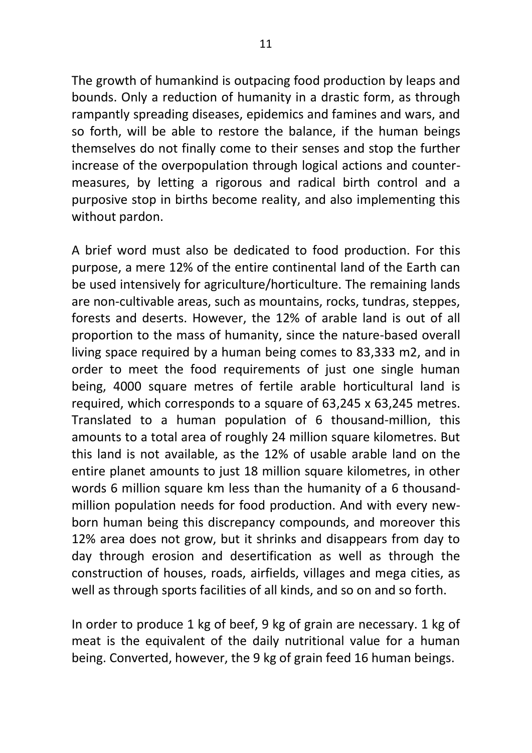The growth of humankind is outpacing food production by leaps and bounds. Only a reduction of humanity in a drastic form, as through rampantly spreading diseases, epidemics and famines and wars, and so forth, will be able to restore the balance, if the human beings themselves do not finally come to their senses and stop the further increase of the overpopulation through logical actions and counter-measures, by letting a rigorous and radical birth control and a purposive stop in births become reality, and also implementing this without pardon.

A brief word must also be dedicated to food production. For this purpose, a mere 12% of the entire continental land of the Earth can be used intensively for agriculture/horticulture. The remaining lands are non-cultivable areas, such as mountains, rocks, tundras, steppes, forests and deserts. However, the 12% of arable land is out of all proportion to the mass of humanity, since the nature-based overall living space required by a human being comes to 83,333 m2, and in order to meet the food requirements of just one single human being, 4000 square metres of fertile arable horticultural land is required, which corresponds to a square of 63,245 x 63,245 metres. Translated to a human population of 6 thousand-million, this amounts to a total area of roughly 24 million square kilometres. But this land is not available, as the 12% of usable arable land on the entire planet amounts to just 18 million square kilometres, in other words 6 million square km less than the humanity of a 6 thousand-million population needs for food production. And with every new-born human being this discrepancy compounds, and moreover this 12% area does not grow, but it shrinks and disappears from day to day through erosion and desertification as well as through the construction of houses, roads, airfields, villages and mega cities, as well as through sports facilities of all kinds, and so on and so forth.

In order to produce 1 kg of beef, 9 kg of grain are necessary. 1 kg of meat is the equivalent of the daily nutritional value for a human being. Converted, however, the 9 kg of grain feed 16 human beings.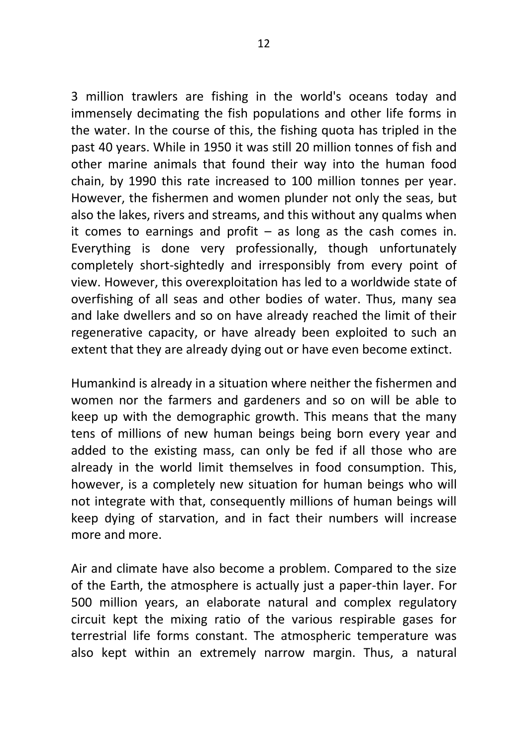3 million trawlers are fishing in the world's oceans today and immensely decimating the fish populations and other life forms in the water. In the course of this, the fishing quota has tripled in the past 40 years. While in 1950 it was still 20 million tonnes of fish and other marine animals that found their way into the human food chain, by 1990 this rate increased to 100 million tonnes per year. However, the fishermen and women plunder not only the seas, but also the lakes, rivers and streams, and this without any qualms when it comes to earnings and profit – as long as the cash comes in. Everything is done very professionally, though unfortunately completely short-sightedly and irresponsibly from every point of view. However, this overexploitation has led to a worldwide state of overfishing of all seas and other bodies of water. Thus, many sea and lake dwellers and so on have already reached the limit of their regenerative capacity, or have already been exploited to such an extent that they are already dying out or have even become extinct.

Humankind is already in a situation where neither the fishermen and women nor the farmers and gardeners and so on will be able to keep up with the demographic growth. This means that the many tens of millions of new human beings being born every year and added to the existing mass, can only be fed if all those who are already in the world limit themselves in food consumption. This, however, is a completely new situation for human beings who will not integrate with that, consequently millions of human beings will keep dying of starvation, and in fact their numbers will increase more and more.

Air and climate have also become a problem. Compared to the size of the Earth, the atmosphere is actually just a paper-thin layer. For 500 million years, an elaborate natural and complex regulatory circuit kept the mixing ratio of the various respirable gases for terrestrial life forms constant. The atmospheric temperature was also kept within an extremely narrow margin. Thus, a natural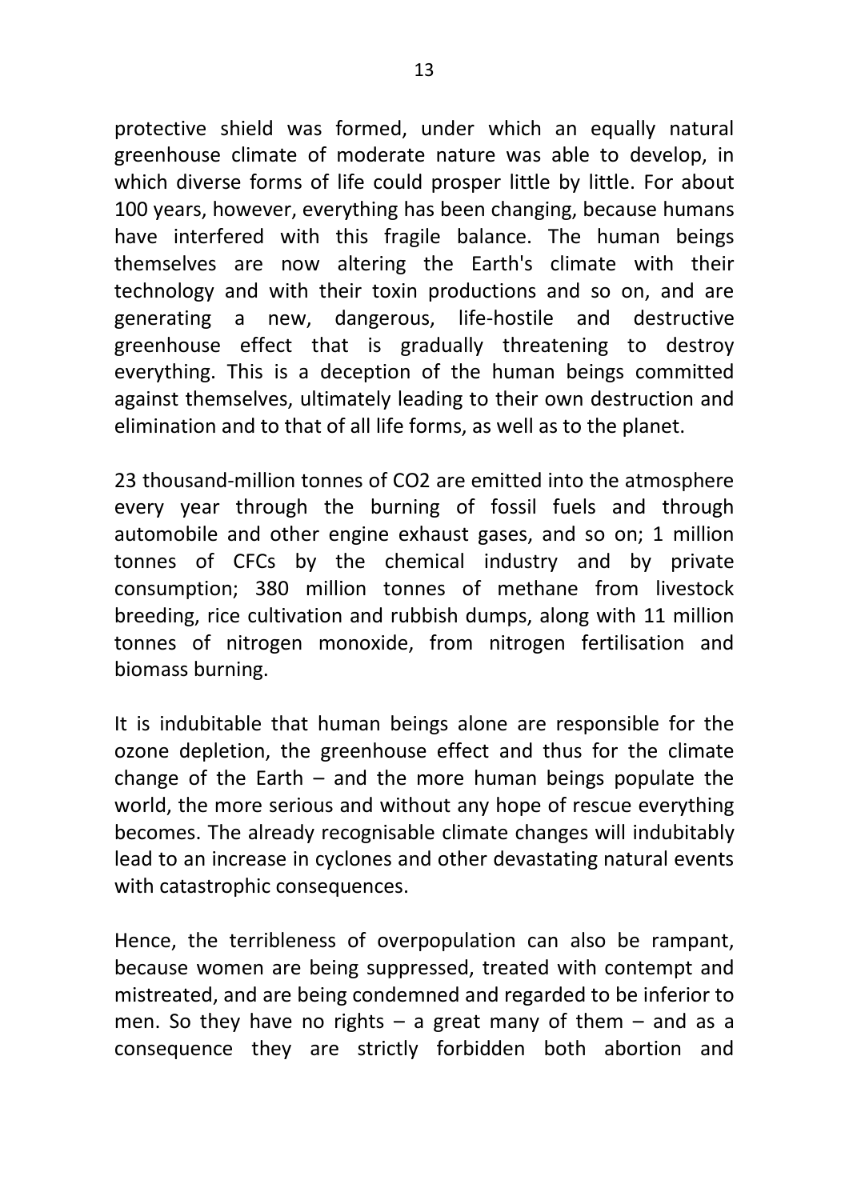protective shield was formed, under which an equally natural greenhouse climate of moderate nature was able to develop, in which diverse forms of life could prosper little by little. For about 100 years, however, everything has been changing, because humans have interfered with this fragile balance. The human beings themselves are now altering the Earth's climate with their technology and with their toxin productions and so on, and are generating a new, dangerous, life-hostile and destructive greenhouse effect that is gradually threatening to destroy everything. This is a deception of the human beings committed against themselves, ultimately leading to their own destruction and elimination and to that of all life forms, as well as to the planet.

23 thousand-million tonnes of $CO_2$ are emitted into the atmosphere every year through the burning of fossil fuels and through automobile and other engine exhaust gases, and so on; 1 million tonnes of CFCs by the chemical industry and by private consumption; 380 million tonnes of methane from livestock breeding, rice cultivation and rubbish dumps, along with 11 million tonnes of nitrogen monoxide, from nitrogen fertilisation and biomass burning.

It is indubitable that human beings alone are responsible for the ozone depletion, the greenhouse effect and thus for the climate change of the Earth – and the more human beings populate the world, the more serious and without any hope of rescue everything becomes. The already recognisable climate changes will indubitably lead to an increase in cyclones and other devastating natural events with catastrophic consequences.

Hence, the terribleness of overpopulation can also be rampant, because women are being suppressed, treated with contempt and mistreated, and are being condemned and regarded to be inferior to men. So they have no rights – a great many of them – and as a consequence they are strictly forbidden both abortion and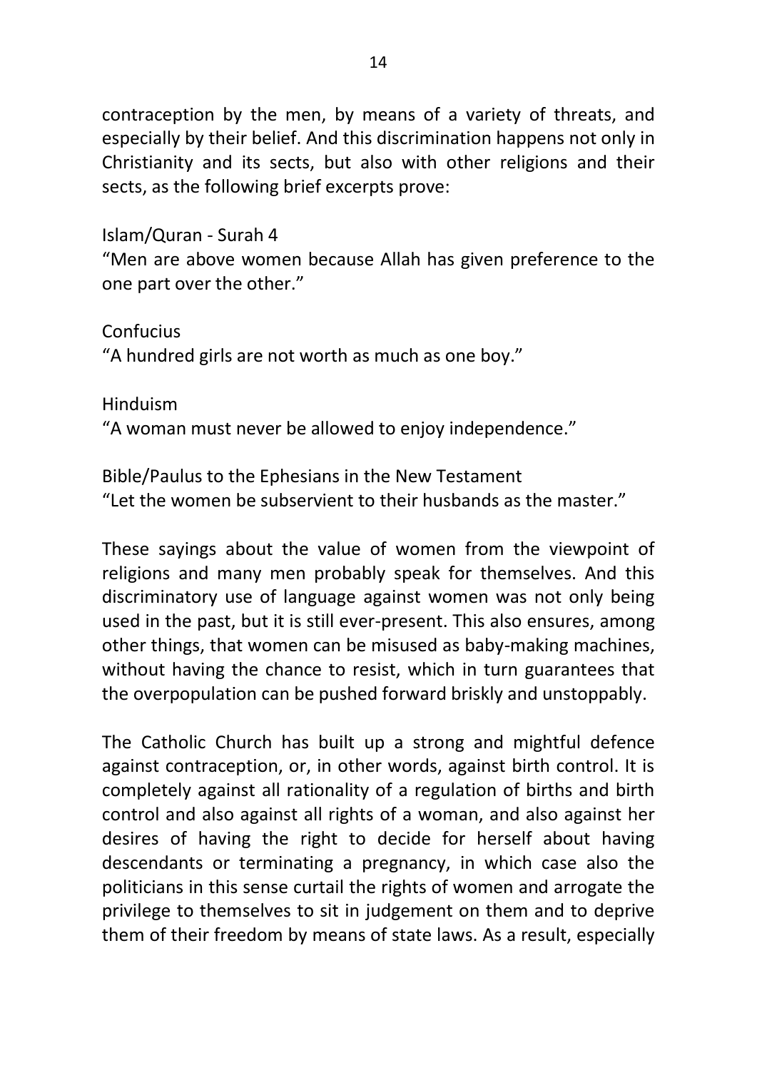contraception by the men, by means of a variety of threats, and especially by their belief. And this discrimination happens not only in Christianity and its sects, but also with other religions and their sects, as the following brief excerpts prove:

Islam/Quran - Surah 4
"Men are above women because Allah has given preference to the one part over the other."

Confucius
"A hundred girls are not worth as much as one boy."

Hinduism
"A woman must never be allowed to enjoy independence."

Bible/Paulus to the Ephesians in the New Testament
"Let the women be subservient to their husbands as the master."

These sayings about the value of women from the viewpoint of religions and many men probably speak for themselves. And this discriminatory use of language against women was not only being used in the past, but it is still ever-present. This also ensures, among other things, that women can be misused as baby-making machines, without having the chance to resist, which in turn guarantees that the overpopulation can be pushed forward briskly and unstoppably.

The Catholic Church has built up a strong and mightful defence against contraception, or, in other words, against birth control. It is completely against all rationality of a regulation of births and birth control and also against all rights of a woman, and also against her desires of having the right to decide for herself about having descendants or terminating a pregnancy, in which case also the politicians in this sense curtail the rights of women and arrogate the privilege to themselves to sit in judgement on them and to deprive them of their freedom by means of state laws. As a result, especially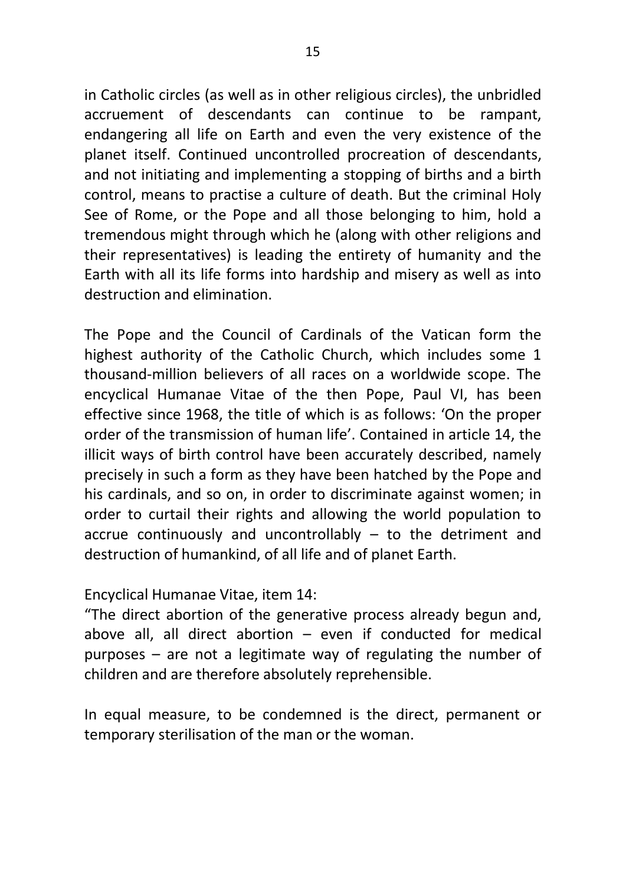in Catholic circles (as well as in other religious circles), the unbridled accruement of descendants can continue to be rampant, endangering all life on Earth and even the very existence of the planet itself. Continued uncontrolled procreation of descendants, and not initiating and implementing a stopping of births and a birth control, means to practise a culture of death. But the criminal Holy See of Rome, or the Pope and all those belonging to him, hold a tremendous might through which he (along with other religions and their representatives) is leading the entirety of humanity and the Earth with all its life forms into hardship and misery as well as into destruction and elimination.

The Pope and the Council of Cardinals of the Vatican form the highest authority of the Catholic Church, which includes some 1 thousand-million believers of all races on a worldwide scope. The encyclical Humanae Vitae of the then Pope, Paul VI, has been effective since 1968, the title of which is as follows: 'On the proper order of the transmission of human life'. Contained in article 14, the illicit ways of birth control have been accurately described, namely precisely in such a form as they have been hatched by the Pope and his cardinals, and so on, in order to discriminate against women; in order to curtail their rights and allowing the world population to accrue continuously and uncontrollably – to the detriment and destruction of humankind, of all life and of planet Earth.

Encyclical Humanae Vitae, item 14:
"The direct abortion of the generative process already begun and, above all, all direct abortion – even if conducted for medical purposes – are not a legitimate way of regulating the number of children and are therefore absolutely reprehensible.

In equal measure, to be condemned is the direct, permanent or temporary sterilisation of the man or the woman.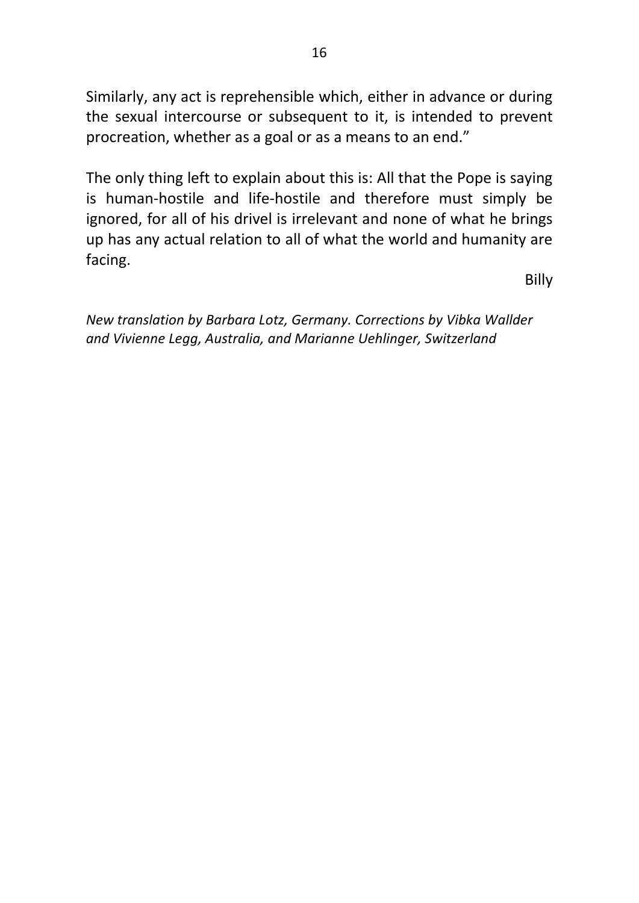Similarly, any act is reprehensible which, either in advance or during the sexual intercourse or subsequent to it, is intended to prevent procreation, whether as a goal or as a means to an end."

The only thing left to explain about this is: All that the Pope is saying is human-hostile and life-hostile and therefore must simply be ignored, for all of his drivel is irrelevant and none of what he brings up has any actual relation to all of what the world and humanity are facing.

Billy

*New translation by Barbara Lotz, Germany. Corrections by Vibka Wallder and Vivienne Legg, Australia, and Marianne Uehlinger, Switzerland*